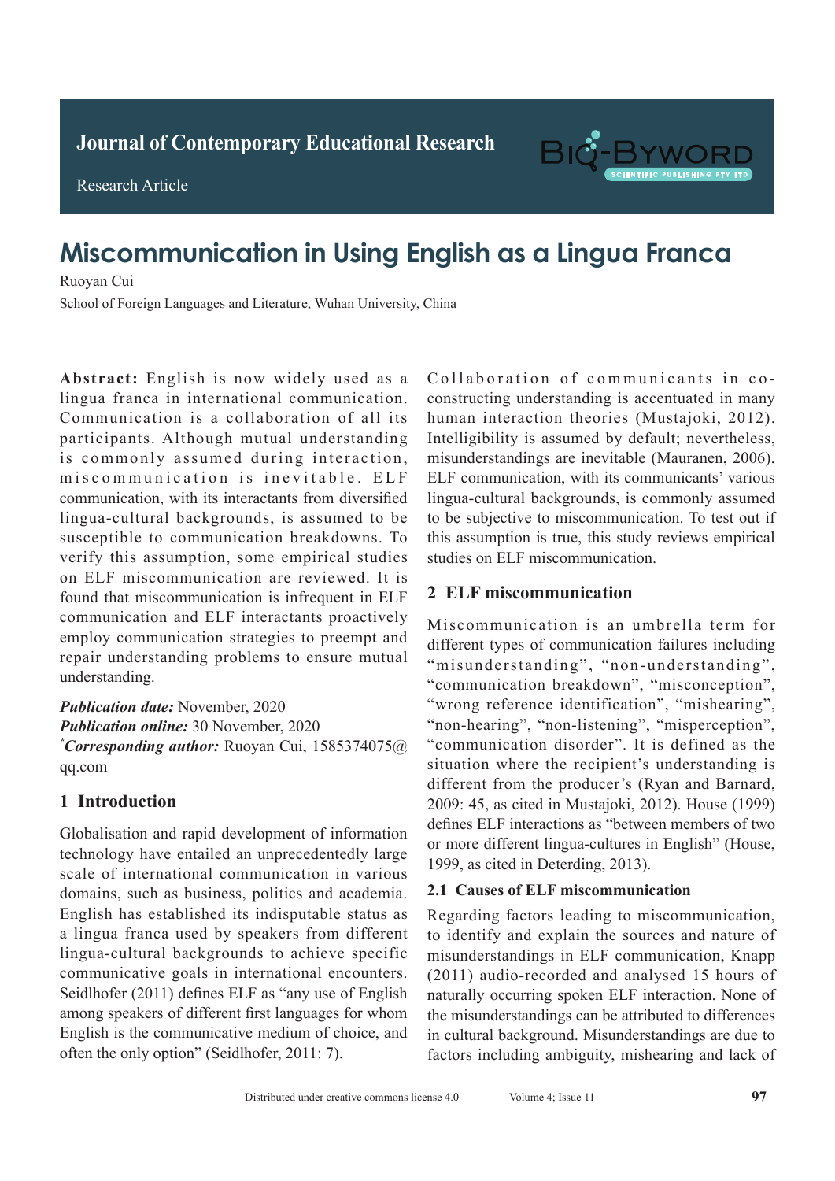Journal of Contemporary Educational Research

Research Article

# Miscommunication in Using English as a Lingua Franca

Ruoyan Cui

School of Foreign Languages and Literature, Wuhan University, China

**Abstract:** English is now widely used as a lingua franca in international communication. Communication is a collaboration of all its participants. Although mutual understanding is commonly assumed during interaction, miscommunication is inevitable. ELF communication, with its interactants from diversified lingua-cultural backgrounds, is assumed to be susceptible to communication breakdowns. To verify this assumption, some empirical studies on ELF miscommunication are reviewed. It is found that miscommunication is infrequent in ELF communication and ELF interactants proactively employ communication strategies to preempt and repair understanding problems to ensure mutual understanding.

***Publication date:*** November, 2020

***Publication online:*** 30 November, 2020

*[*]**Corresponding author:*** Ruoyan Cui, 1585374075@qq.com

## 1 Introduction

Globalisation and rapid development of information technology have entailed an unprecedentedly large scale of international communication in various domains, such as business, politics and academia. English has established its indisputable status as a lingua franca used by speakers from different lingua-cultural backgrounds to achieve specific communicative goals in international encounters. Seidlhofer (2011) defines ELF as "any use of English among speakers of different first languages for whom English is the communicative medium of choice, and often the only option" (Seidlhofer, 2011: 7).

Collaboration of communicants in co-constructing understanding is accentuated in many human interaction theories (Mustajoki, 2012). Intelligibility is assumed by default; nevertheless, misunderstandings are inevitable (Mauranen, 2006). ELF communication, with its communicants' various lingua-cultural backgrounds, is commonly assumed to be subjective to miscommunication. To test out if this assumption is true, this study reviews empirical studies on ELF miscommunication.

## 2 ELF miscommunication

Miscommunication is an umbrella term for different types of communication failures including "misunderstanding", "non-understanding", "communication breakdown", "misconception", "wrong reference identification", "mishearing", "non-hearing", "non-listening", "misperception", "communication disorder". It is defined as the situation where the recipient's understanding is different from the producer's (Ryan and Barnard, 2009: 45, as cited in Mustajoki, 2012). House (1999) defines ELF interactions as "between members of two or more different lingua-cultures in English" (House, 1999, as cited in Deterding, 2013).

### 2.1 Causes of ELF miscommunication

Regarding factors leading to miscommunication, to identify and explain the sources and nature of misunderstandings in ELF communication, Knapp (2011) audio-recorded and analysed 15 hours of naturally occurring spoken ELF interaction. None of the misunderstandings can be attributed to differences in cultural background. Misunderstandings are due to factors including ambiguity, mishearing and lack of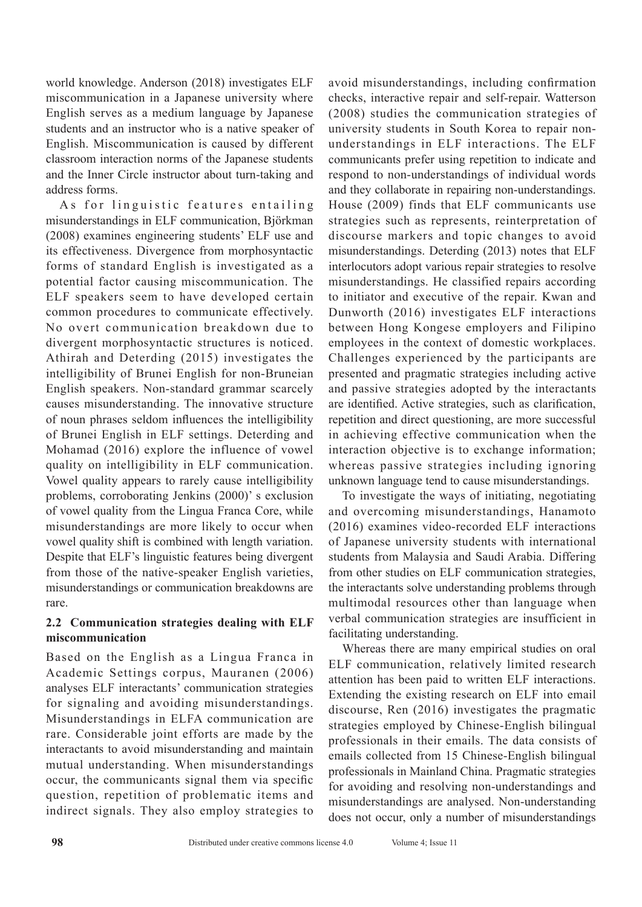world knowledge. Anderson (2018) investigates ELF miscommunication in a Japanese university where English serves as a medium language by Japanese students and an instructor who is a native speaker of English. Miscommunication is caused by different classroom interaction norms of the Japanese students and the Inner Circle instructor about turn-taking and address forms.

As for linguistic features entailing misunderstandings in ELF communication, Björkman (2008) examines engineering students' ELF use and its effectiveness. Divergence from morphosyntactic forms of standard English is investigated as a potential factor causing miscommunication. The ELF speakers seem to have developed certain common procedures to communicate effectively. No overt communication breakdown due to divergent morphosyntactic structures is noticed. Athirah and Deterding (2015) investigates the intelligibility of Brunei English for non-Bruneian English speakers. Non-standard grammar scarcely causes misunderstanding. The innovative structure of noun phrases seldom influences the intelligibility of Brunei English in ELF settings. Deterding and Mohamad (2016) explore the influence of vowel quality on intelligibility in ELF communication. Vowel quality appears to rarely cause intelligibility problems, corroborating Jenkins (2000)' s exclusion of vowel quality from the Lingua Franca Core, while misunderstandings are more likely to occur when vowel quality shift is combined with length variation. Despite that ELF's linguistic features being divergent from those of the native-speaker English varieties, misunderstandings or communication breakdowns are rare.

### 2.2 Communication strategies dealing with ELF miscommunication

Based on the English as a Lingua Franca in Academic Settings corpus, Mauranen (2006) analyses ELF interactants' communication strategies for signaling and avoiding misunderstandings. Misunderstandings in ELFA communication are rare. Considerable joint efforts are made by the interactants to avoid misunderstanding and maintain mutual understanding. When misunderstandings occur, the communicants signal them via specific question, repetition of problematic items and indirect signals. They also employ strategies to avoid misunderstandings, including confirmation checks, interactive repair and self-repair. Watterson (2008) studies the communication strategies of university students in South Korea to repair non-understandings in ELF interactions. The ELF communicants prefer using repetition to indicate and respond to non-understandings of individual words and they collaborate in repairing non-understandings. House (2009) finds that ELF communicants use strategies such as represents, reinterpretation of discourse markers and topic changes to avoid misunderstandings. Deterding (2013) notes that ELF interlocutors adopt various repair strategies to resolve misunderstandings. He classified repairs according to initiator and executive of the repair. Kwan and Dunworth (2016) investigates ELF interactions between Hong Kongese employers and Filipino employees in the context of domestic workplaces. Challenges experienced by the participants are presented and pragmatic strategies including active and passive strategies adopted by the interactants are identified. Active strategies, such as clarification, repetition and direct questioning, are more successful in achieving effective communication when the interaction objective is to exchange information; whereas passive strategies including ignoring unknown language tend to cause misunderstandings.

To investigate the ways of initiating, negotiating and overcoming misunderstandings, Hanamoto (2016) examines video-recorded ELF interactions of Japanese university students with international students from Malaysia and Saudi Arabia. Differing from other studies on ELF communication strategies, the interactants solve understanding problems through multimodal resources other than language when verbal communication strategies are insufficient in facilitating understanding.

Whereas there are many empirical studies on oral ELF communication, relatively limited research attention has been paid to written ELF interactions. Extending the existing research on ELF into email discourse, Ren (2016) investigates the pragmatic strategies employed by Chinese-English bilingual professionals in their emails. The data consists of emails collected from 15 Chinese-English bilingual professionals in Mainland China. Pragmatic strategies for avoiding and resolving non-understandings and misunderstandings are analysed. Non-understanding does not occur, only a number of misunderstandings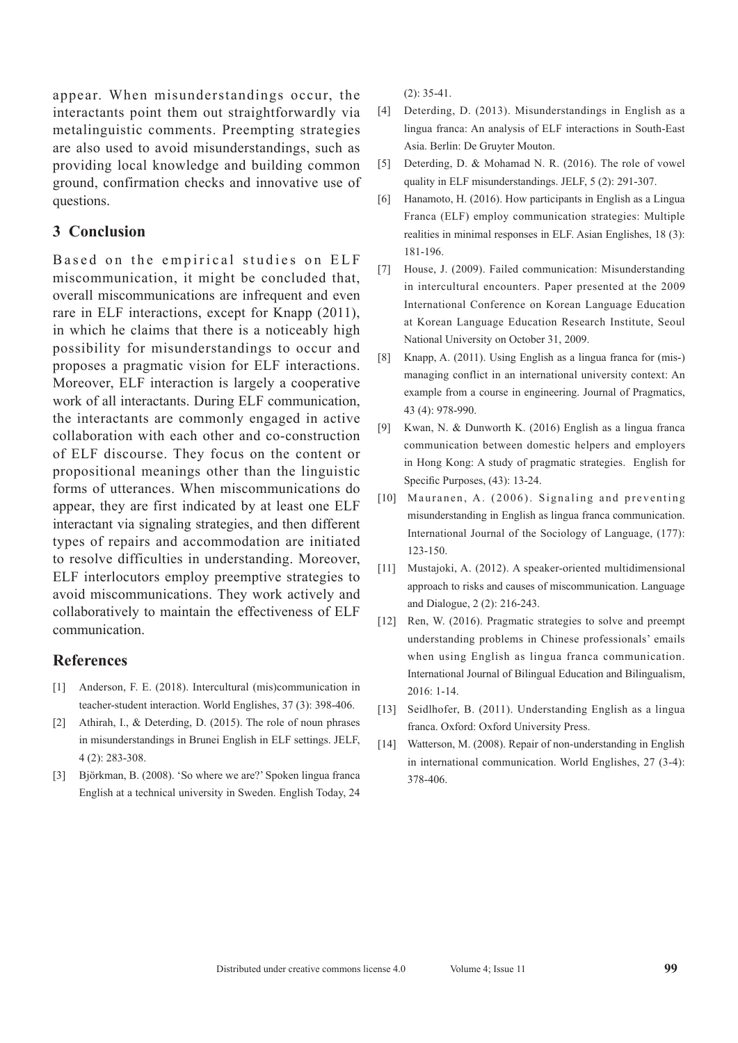appear. When misunderstandings occur, the interactants point them out straightforwardly via metalinguistic comments. Preempting strategies are also used to avoid misunderstandings, such as providing local knowledge and building common ground, confirmation checks and innovative use of questions.

## 3 Conclusion

Based on the empirical studies on ELF miscommunication, it might be concluded that, overall miscommunications are infrequent and even rare in ELF interactions, except for Knapp (2011), in which he claims that there is a noticeably high possibility for misunderstandings to occur and proposes a pragmatic vision for ELF interactions. Moreover, ELF interaction is largely a cooperative work of all interactants. During ELF communication, the interactants are commonly engaged in active collaboration with each other and co-construction of ELF discourse. They focus on the content or propositional meanings other than the linguistic forms of utterances. When miscommunications do appear, they are first indicated by at least one ELF interactant via signaling strategies, and then different types of repairs and accommodation are initiated to resolve difficulties in understanding. Moreover, ELF interlocutors employ preemptive strategies to avoid miscommunications. They work actively and collaboratively to maintain the effectiveness of ELF communication.

## References

[1] Anderson, F. E. (2018). Intercultural (mis)communication in teacher-student interaction. World Englishes, 37 (3): 398-406.

[2] Athirah, I., & Deterding, D. (2015). The role of noun phrases in misunderstandings in Brunei English in ELF settings. JELF, 4 (2): 283-308.

[3] Björkman, B. (2008). 'So where we are?' Spoken lingua franca English at a technical university in Sweden. English Today, 24 (2): 35-41.

[4] Deterding, D. (2013). Misunderstandings in English as a lingua franca: An analysis of ELF interactions in South-East Asia. Berlin: De Gruyter Mouton.

[5] Deterding, D. & Mohamad N. R. (2016). The role of vowel quality in ELF misunderstandings. JELF, 5 (2): 291-307.

[6] Hanamoto, H. (2016). How participants in English as a Lingua Franca (ELF) employ communication strategies: Multiple realities in minimal responses in ELF. Asian Englishes, 18 (3): 181-196.

[7] House, J. (2009). Failed communication: Misunderstanding in intercultural encounters. Paper presented at the 2009 International Conference on Korean Language Education at Korean Language Education Research Institute, Seoul National University on October 31, 2009.

[8] Knapp, A. (2011). Using English as a lingua franca for (mis-) managing conflict in an international university context: An example from a course in engineering. Journal of Pragmatics, 43 (4): 978-990.

[9] Kwan, N. & Dunworth K. (2016) English as a lingua franca communication between domestic helpers and employers in Hong Kong: A study of pragmatic strategies. English for Specific Purposes, (43): 13-24.

[10] Mauranen, A. (2006). Signaling and preventing misunderstanding in English as lingua franca communication. International Journal of the Sociology of Language, (177): 123-150.

[11] Mustajoki, A. (2012). A speaker-oriented multidimensional approach to risks and causes of miscommunication. Language and Dialogue, 2 (2): 216-243.

[12] Ren, W. (2016). Pragmatic strategies to solve and preempt understanding problems in Chinese professionals' emails when using English as lingua franca communication. International Journal of Bilingual Education and Bilingualism, 2016: 1-14.

[13] Seidlhofer, B. (2011). Understanding English as a lingua franca. Oxford: Oxford University Press.

[14] Watterson, M. (2008). Repair of non-understanding in English in international communication. World Englishes, 27 (3-4): 378-406.